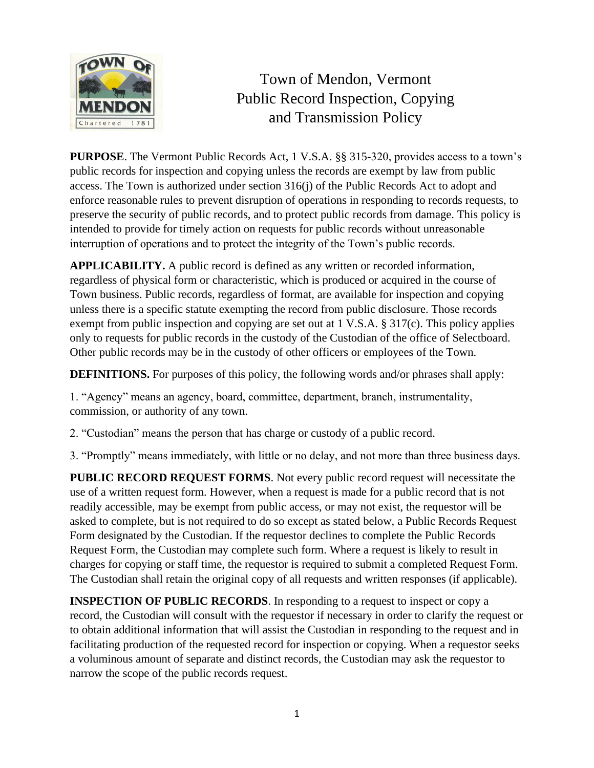# Town of Mendon, Vermont Public Record Inspection, Copying and Transmission Policy

**PURPOSE**. The Vermont Public Records Act, 1 V.S.A. §§ 315-320, provides access to a town's public records for inspection and copying unless the records are exempt by law from public access. The Town is authorized under section 316(j) of the Public Records Act to adopt and enforce reasonable rules to prevent disruption of operations in responding to records requests, to preserve the security of public records, and to protect public records from damage. This policy is intended to provide for timely action on requests for public records without unreasonable interruption of operations and to protect the integrity of the Town's public records.

**APPLICABILITY.** A public record is defined as any written or recorded information, regardless of physical form or characteristic, which is produced or acquired in the course of Town business. Public records, regardless of format, are available for inspection and copying unless there is a specific statute exempting the record from public disclosure. Those records exempt from public inspection and copying are set out at 1 V.S.A. § 317(c). This policy applies only to requests for public records in the custody of the Custodian of the office of Selectboard. Other public records may be in the custody of other officers or employees of the Town.

**DEFINITIONS.** For purposes of this policy, the following words and/or phrases shall apply:

1. "Agency" means an agency, board, committee, department, branch, instrumentality, commission, or authority of any town.

2. "Custodian" means the person that has charge or custody of a public record.

3. "Promptly" means immediately, with little or no delay, and not more than three business days.

**PUBLIC RECORD REQUEST FORMS**. Not every public record request will necessitate the use of a written request form. However, when a request is made for a public record that is not readily accessible, may be exempt from public access, or may not exist, the requestor will be asked to complete, but is not required to do so except as stated below, a Public Records Request Form designated by the Custodian. If the requestor declines to complete the Public Records Request Form, the Custodian may complete such form. Where a request is likely to result in charges for copying or staff time, the requestor is required to submit a completed Request Form. The Custodian shall retain the original copy of all requests and written responses (if applicable).

**INSPECTION OF PUBLIC RECORDS**. In responding to a request to inspect or copy a record, the Custodian will consult with the requestor if necessary in order to clarify the request or to obtain additional information that will assist the Custodian in responding to the request and in facilitating production of the requested record for inspection or copying. When a requestor seeks a voluminous amount of separate and distinct records, the Custodian may ask the requestor to narrow the scope of the public records request.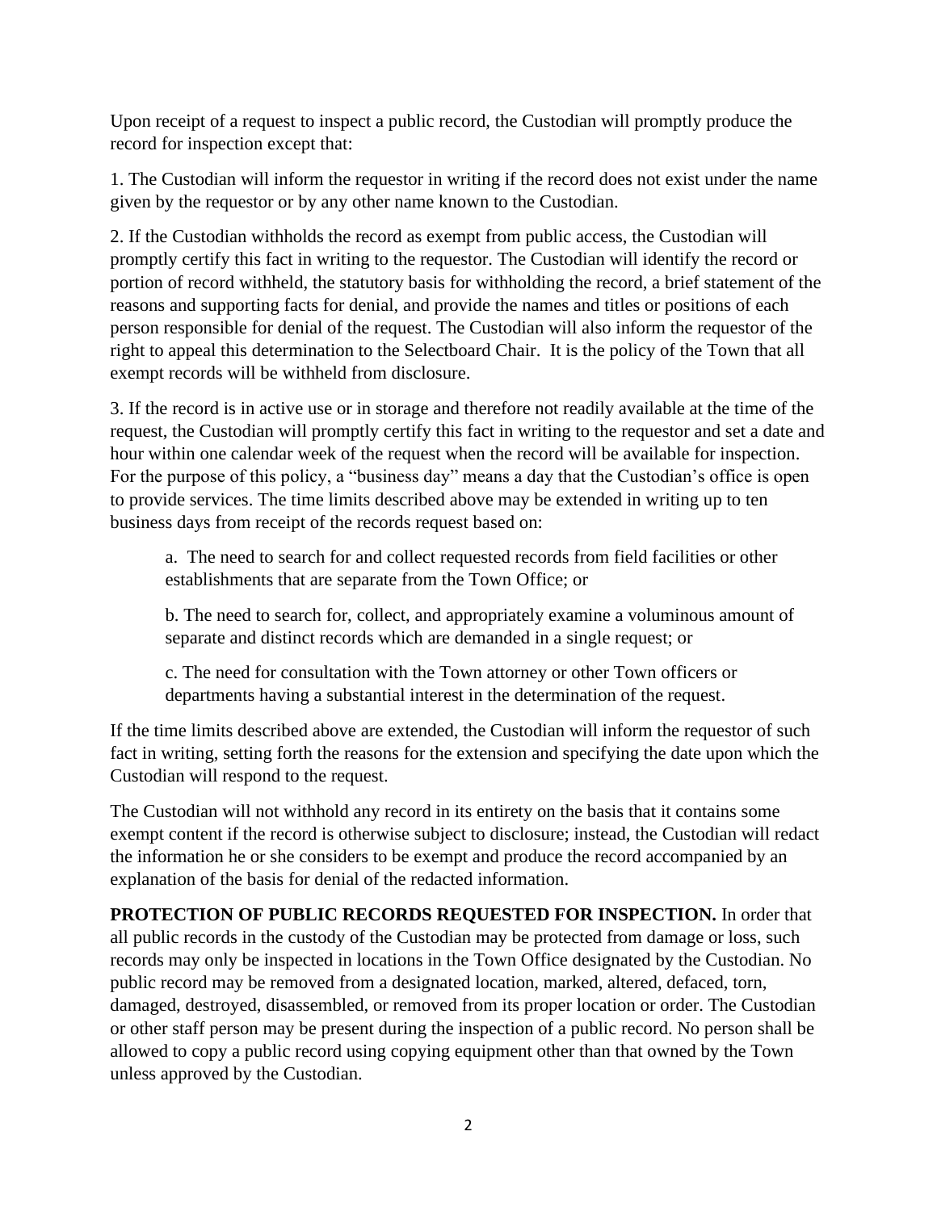Upon receipt of a request to inspect a public record, the Custodian will promptly produce the record for inspection except that:

1. The Custodian will inform the requestor in writing if the record does not exist under the name given by the requestor or by any other name known to the Custodian.

2. If the Custodian withholds the record as exempt from public access, the Custodian will promptly certify this fact in writing to the requestor. The Custodian will identify the record or portion of record withheld, the statutory basis for withholding the record, a brief statement of the reasons and supporting facts for denial, and provide the names and titles or positions of each person responsible for denial of the request. The Custodian will also inform the requestor of the right to appeal this determination to the Selectboard Chair. It is the policy of the Town that all exempt records will be withheld from disclosure.

3. If the record is in active use or in storage and therefore not readily available at the time of the request, the Custodian will promptly certify this fact in writing to the requestor and set a date and hour within one calendar week of the request when the record will be available for inspection. For the purpose of this policy, a "business day" means a day that the Custodian's office is open to provide services. The time limits described above may be extended in writing up to ten business days from receipt of the records request based on:

   a. The need to search for and collect requested records from field facilities or other establishments that are separate from the Town Office; or

   b. The need to search for, collect, and appropriately examine a voluminous amount of separate and distinct records which are demanded in a single request; or

   c. The need for consultation with the Town attorney or other Town officers or departments having a substantial interest in the determination of the request.

If the time limits described above are extended, the Custodian will inform the requestor of such fact in writing, setting forth the reasons for the extension and specifying the date upon which the Custodian will respond to the request.

The Custodian will not withhold any record in its entirety on the basis that it contains some exempt content if the record is otherwise subject to disclosure; instead, the Custodian will redact the information he or she considers to be exempt and produce the record accompanied by an explanation of the basis for denial of the redacted information.

**PROTECTION OF PUBLIC RECORDS REQUESTED FOR INSPECTION.** In order that all public records in the custody of the Custodian may be protected from damage or loss, such records may only be inspected in locations in the Town Office designated by the Custodian. No public record may be removed from a designated location, marked, altered, defaced, torn, damaged, destroyed, disassembled, or removed from its proper location or order. The Custodian or other staff person may be present during the inspection of a public record. No person shall be allowed to copy a public record using copying equipment other than that owned by the Town unless approved by the Custodian.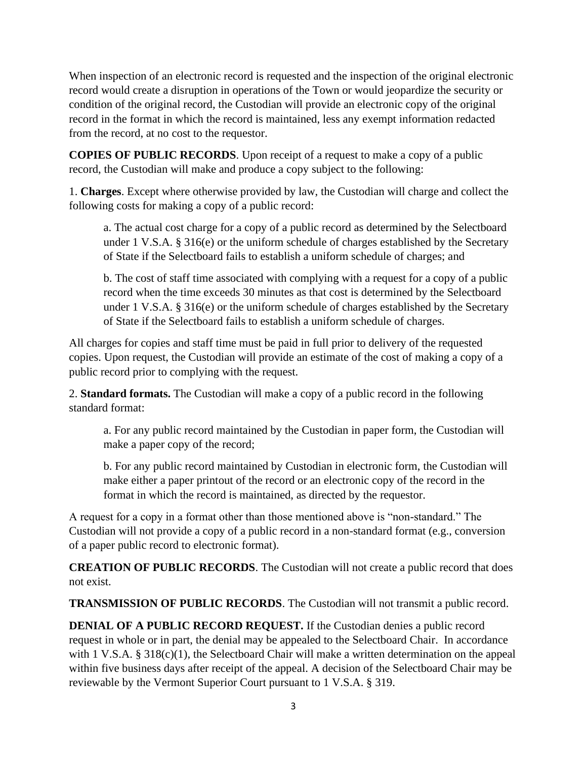When inspection of an electronic record is requested and the inspection of the original electronic record would create a disruption in operations of the Town or would jeopardize the security or condition of the original record, the Custodian will provide an electronic copy of the original record in the format in which the record is maintained, less any exempt information redacted from the record, at no cost to the requestor.

**COPIES OF PUBLIC RECORDS**. Upon receipt of a request to make a copy of a public record, the Custodian will make and produce a copy subject to the following:

1. **Charges**. Except where otherwise provided by law, the Custodian will charge and collect the following costs for making a copy of a public record:

    a. The actual cost charge for a copy of a public record as determined by the Selectboard under 1 V.S.A. § 316(e) or the uniform schedule of charges established by the Secretary of State if the Selectboard fails to establish a uniform schedule of charges; and

    b. The cost of staff time associated with complying with a request for a copy of a public record when the time exceeds 30 minutes as that cost is determined by the Selectboard under 1 V.S.A. § 316(e) or the uniform schedule of charges established by the Secretary of State if the Selectboard fails to establish a uniform schedule of charges.

All charges for copies and staff time must be paid in full prior to delivery of the requested copies. Upon request, the Custodian will provide an estimate of the cost of making a copy of a public record prior to complying with the request.

2. **Standard formats.** The Custodian will make a copy of a public record in the following standard format:

    a. For any public record maintained by the Custodian in paper form, the Custodian will make a paper copy of the record;

    b. For any public record maintained by Custodian in electronic form, the Custodian will make either a paper printout of the record or an electronic copy of the record in the format in which the record is maintained, as directed by the requestor.

A request for a copy in a format other than those mentioned above is "non-standard." The Custodian will not provide a copy of a public record in a non-standard format (e.g., conversion of a paper public record to electronic format).

**CREATION OF PUBLIC RECORDS**. The Custodian will not create a public record that does not exist.

**TRANSMISSION OF PUBLIC RECORDS**. The Custodian will not transmit a public record.

**DENIAL OF A PUBLIC RECORD REQUEST.** If the Custodian denies a public record request in whole or in part, the denial may be appealed to the Selectboard Chair. In accordance with 1 V.S.A. § 318(c)(1), the Selectboard Chair will make a written determination on the appeal within five business days after receipt of the appeal. A decision of the Selectboard Chair may be reviewable by the Vermont Superior Court pursuant to 1 V.S.A. § 319.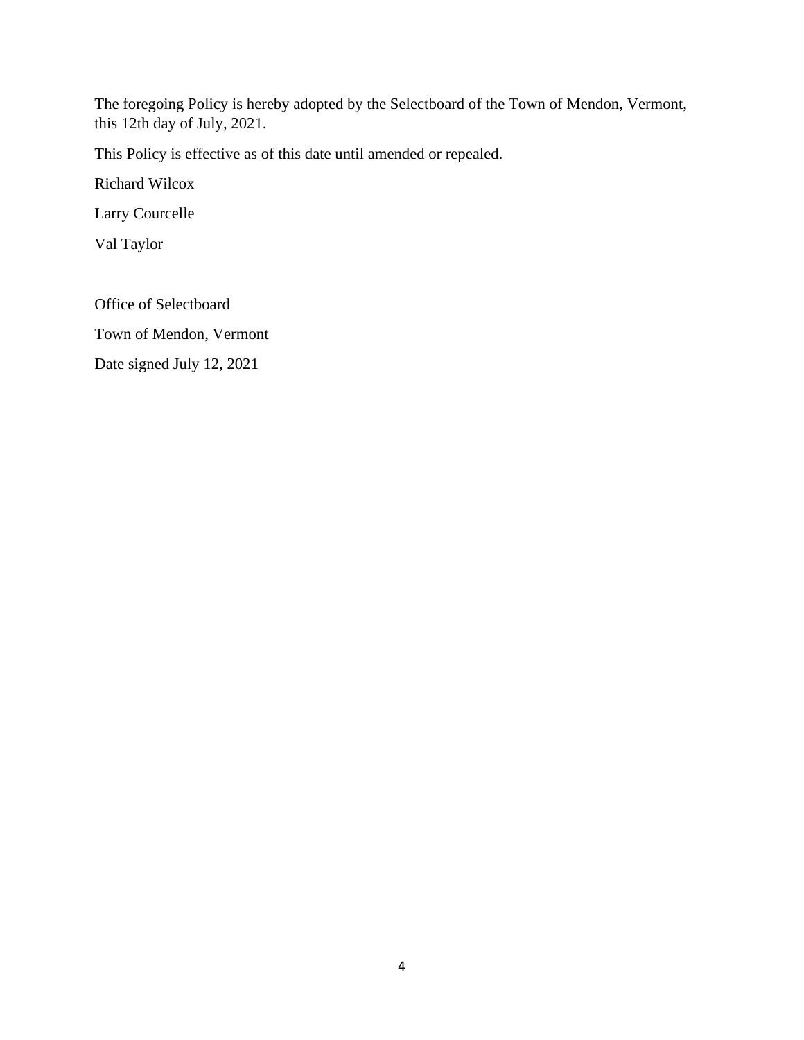The foregoing Policy is hereby adopted by the Selectboard of the Town of Mendon, Vermont, this 12th day of July, 2021.

This Policy is effective as of this date until amended or repealed.

Richard Wilcox

Larry Courcelle

Val Taylor

Office of Selectboard

Town of Mendon, Vermont

Date signed July 12, 2021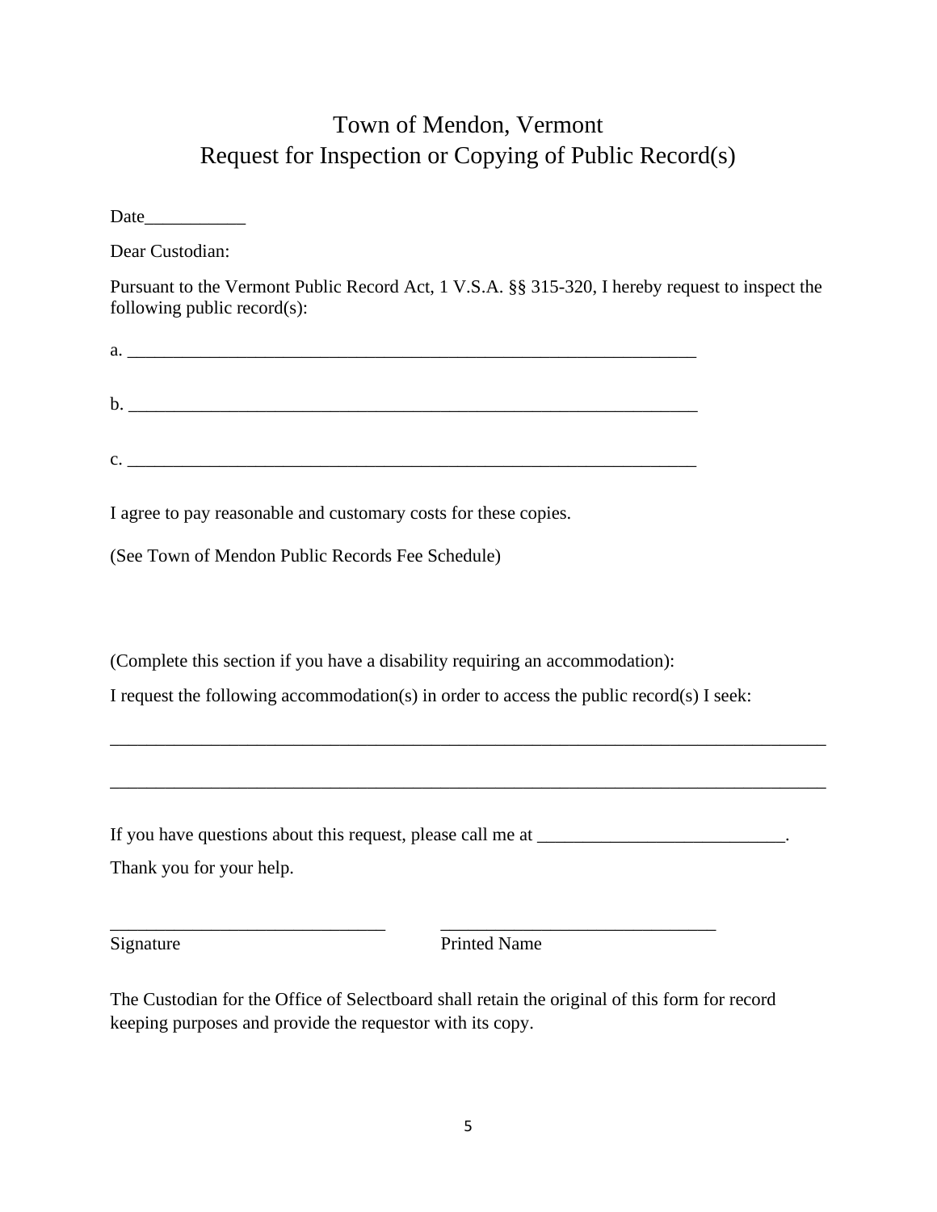# Town of Mendon, Vermont
## Request for Inspection or Copying of Public Record(s)

Date___________

Dear Custodian:

Pursuant to the Vermont Public Record Act, 1 V.S.A. §§ 315-320, I hereby request to inspect the following public record(s):

a. _________________________________________________________________

b. _________________________________________________________________

c. _________________________________________________________________

I agree to pay reasonable and customary costs for these copies.

(See Town of Mendon Public Records Fee Schedule)

(Complete this section if you have a disability requiring an accommodation):

I request the following accommodation(s) in order to access the public record(s) I seek:

_____________________________________________________________________________

_____________________________________________________________________________

If you have questions about this request, please call me at ___________________________.

Thank you for your help.

______________________________ ______________________________

Signature Printed Name

The Custodian for the Office of Selectboard shall retain the original of this form for record keeping purposes and provide the requestor with its copy.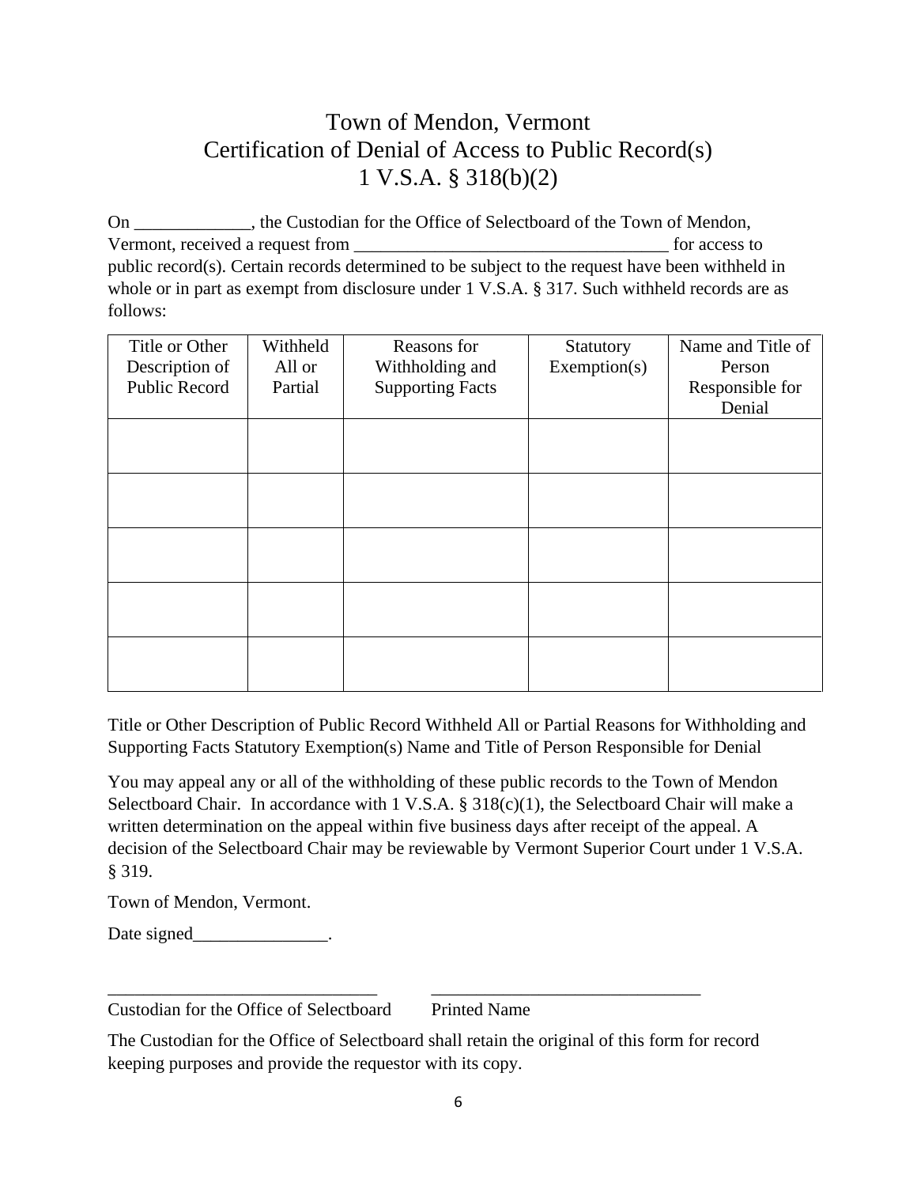# Town of Mendon, Vermont
# Certification of Denial of Access to Public Record(s)
# 1 V.S.A. § 318(b)(2)

On _____________, the Custodian for the Office of Selectboard of the Town of Mendon, Vermont, received a request from ___________________________________ for access to public record(s). Certain records determined to be subject to the request have been withheld in whole or in part as exempt from disclosure under 1 V.S.A. § 317. Such withheld records are as follows:

| Title or Other Description of Public Record | Withheld All or Partial | Reasons for Withholding and Supporting Facts | Statutory Exemption(s) | Name and Title of Person Responsible for Denial |
|---|---|---|---|---|
| | | | | |
| | | | | |
| | | | | |
| | | | | |
| | | | | |

Title or Other Description of Public Record Withheld All or Partial Reasons for Withholding and Supporting Facts Statutory Exemption(s) Name and Title of Person Responsible for Denial

You may appeal any or all of the withholding of these public records to the Town of Mendon Selectboard Chair. In accordance with 1 V.S.A. § 318(c)(1), the Selectboard Chair will make a written determination on the appeal within five business days after receipt of the appeal. A decision of the Selectboard Chair may be reviewable by Vermont Superior Court under 1 V.S.A. § 319.

Town of Mendon, Vermont.

Date signed_______________.

______________________________ ______________________________

Custodian for the Office of Selectboard Printed Name

The Custodian for the Office of Selectboard shall retain the original of this form for record keeping purposes and provide the requestor with its copy.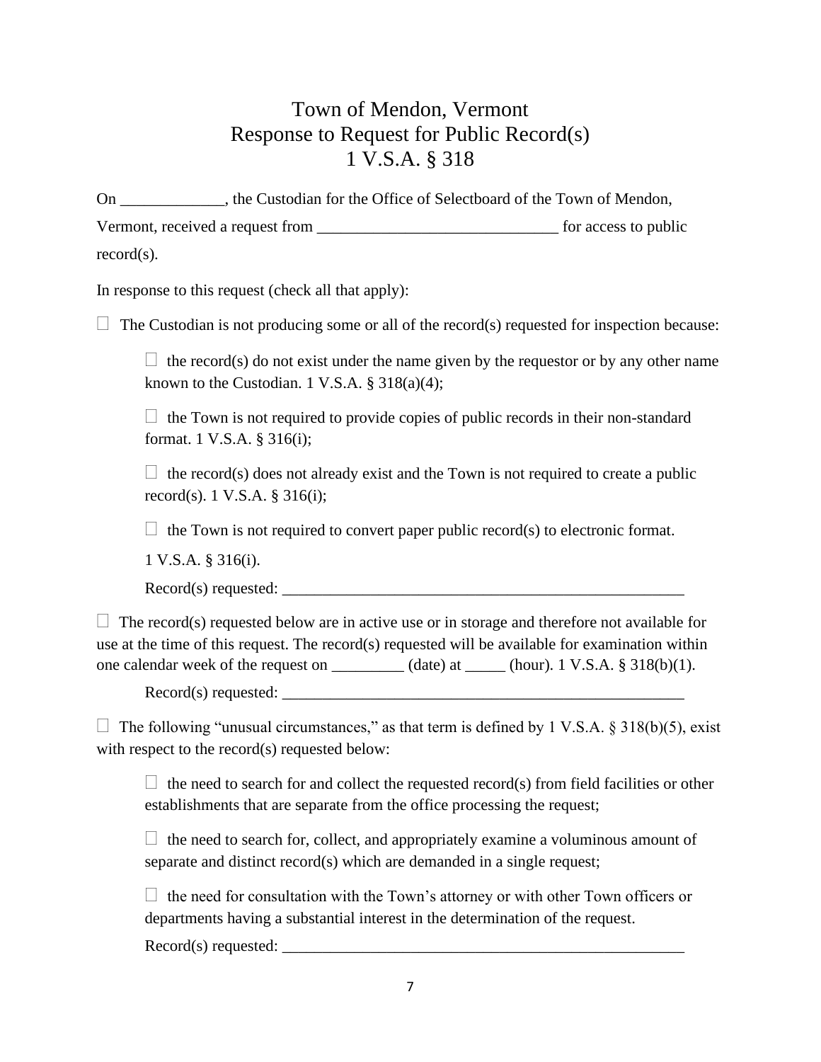# Town of Mendon, Vermont
## Response to Request for Public Record(s)
## 1 V.S.A. § 318

On _____________, the Custodian for the Office of Selectboard of the Town of Mendon, Vermont, received a request from ______________________________ for access to public record(s).

In response to this request (check all that apply):

☐ The Custodian is not producing some or all of the record(s) requested for inspection because:

> ☐ the record(s) do not exist under the name given by the requestor or by any other name known to the Custodian. 1 V.S.A. § 318(a)(4);
>
> ☐ the Town is not required to provide copies of public records in their non-standard format. 1 V.S.A. § 316(i);
>
> ☐ the record(s) does not already exist and the Town is not required to create a public record(s). 1 V.S.A. § 316(i);
>
> ☐ the Town is not required to convert paper public record(s) to electronic format. 1 V.S.A. § 316(i).
>
> Record(s) requested: ____________________________________________________

☐ The record(s) requested below are in active use or in storage and therefore not available for use at the time of this request. The record(s) requested will be available for examination within one calendar week of the request on _________ (date) at _____ (hour). 1 V.S.A. § 318(b)(1).

> Record(s) requested: ____________________________________________________

☐ The following "unusual circumstances," as that term is defined by 1 V.S.A. § 318(b)(5), exist with respect to the record(s) requested below:

> ☐ the need to search for and collect the requested record(s) from field facilities or other establishments that are separate from the office processing the request;
>
> ☐ the need to search for, collect, and appropriately examine a voluminous amount of separate and distinct record(s) which are demanded in a single request;
>
> ☐ the need for consultation with the Town's attorney or with other Town officers or departments having a substantial interest in the determination of the request.
>
> Record(s) requested: ____________________________________________________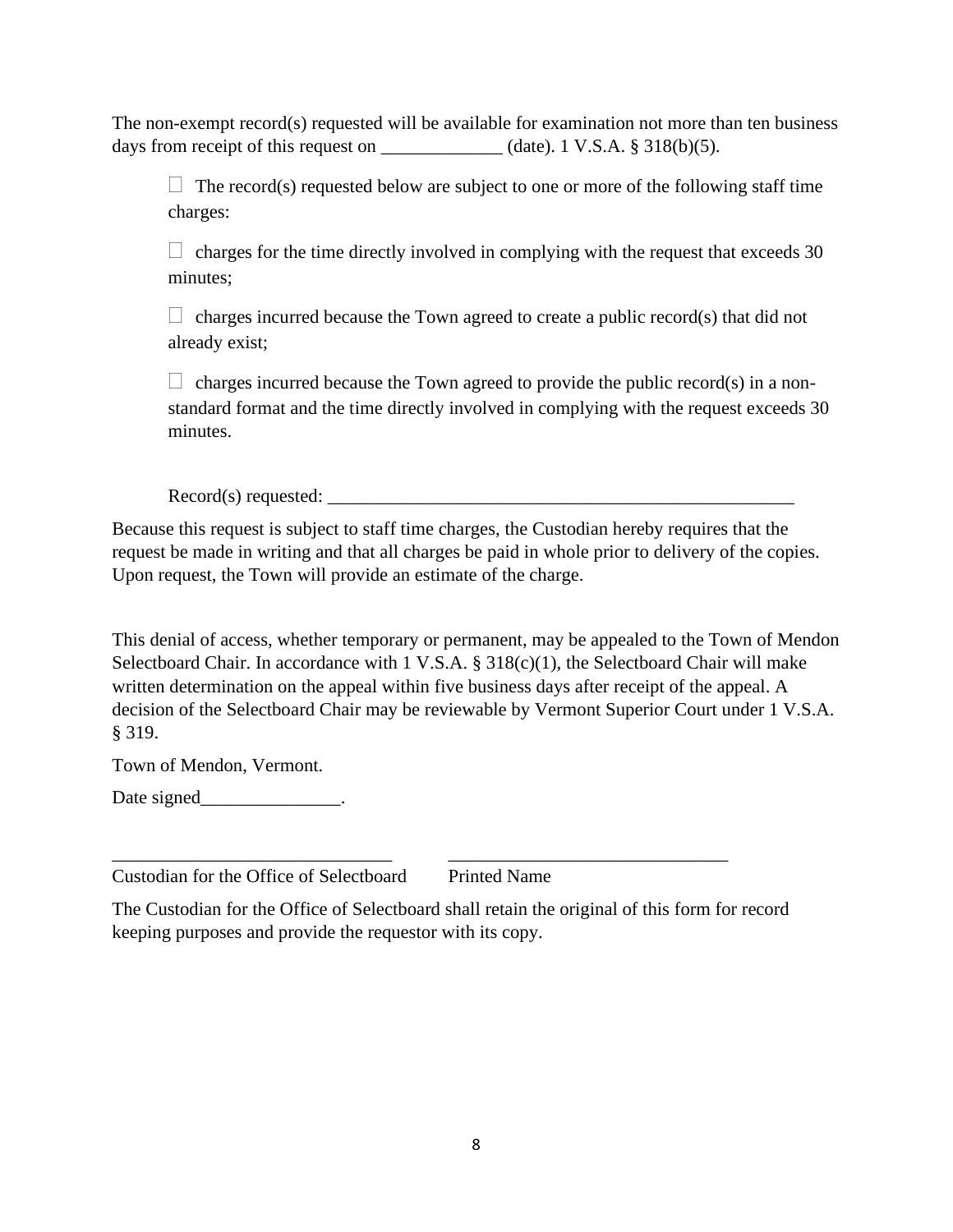The non-exempt record(s) requested will be available for examination not more than ten business days from receipt of this request on _____________ (date). 1 V.S.A. § 318(b)(5).

> ☐ The record(s) requested below are subject to one or more of the following staff time charges:
>
> ☐ charges for the time directly involved in complying with the request that exceeds 30 minutes;
>
> ☐ charges incurred because the Town agreed to create a public record(s) that did not already exist;
>
> ☐ charges incurred because the Town agreed to provide the public record(s) in a non-standard format and the time directly involved in complying with the request exceeds 30 minutes.
>
> Record(s) requested: ____________________________________________________

Because this request is subject to staff time charges, the Custodian hereby requires that the request be made in writing and that all charges be paid in whole prior to delivery of the copies. Upon request, the Town will provide an estimate of the charge.

This denial of access, whether temporary or permanent, may be appealed to the Town of Mendon Selectboard Chair. In accordance with 1 V.S.A. § 318(c)(1), the Selectboard Chair will make written determination on the appeal within five business days after receipt of the appeal. A decision of the Selectboard Chair may be reviewable by Vermont Superior Court under 1 V.S.A. § 319.

Town of Mendon, Vermont.

Date signed_______________.

______________________________ ______________________________

Custodian for the Office of Selectboard Printed Name

The Custodian for the Office of Selectboard shall retain the original of this form for record keeping purposes and provide the requestor with its copy.